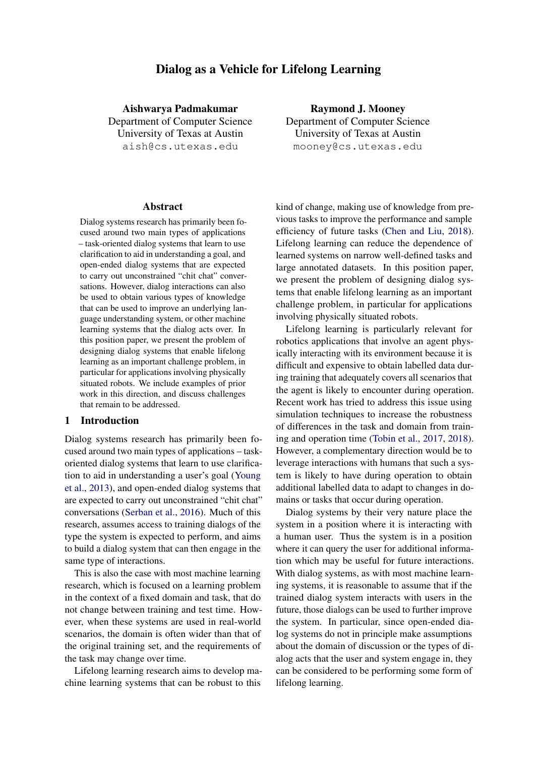# Dialog as a Vehicle for Lifelong Learning

**Aishwarya Padmakumar**
Department of Computer Science
University of Texas at Austin
aish@cs.utexas.edu

**Raymond J. Mooney**
Department of Computer Science
University of Texas at Austin
mooney@cs.utexas.edu

## Abstract

Dialog systems research has primarily been focused around two main types of applications – task-oriented dialog systems that learn to use clarification to aid in understanding a goal, and open-ended dialog systems that are expected to carry out unconstrained "chit chat" conversations. However, dialog interactions can also be used to obtain various types of knowledge that can be used to improve an underlying language understanding system, or other machine learning systems that the dialog acts over. In this position paper, we present the problem of designing dialog systems that enable lifelong learning as an important challenge problem, in particular for applications involving physically situated robots. We include examples of prior work in this direction, and discuss challenges that remain to be addressed.

## 1 Introduction

Dialog systems research has primarily been focused around two main types of applications – task-oriented dialog systems that learn to use clarification to aid in understanding a user's goal (Young et al., 2013), and open-ended dialog systems that are expected to carry out unconstrained "chit chat" conversations (Serban et al., 2016). Much of this research, assumes access to training dialogs of the type the system is expected to perform, and aims to build a dialog system that can then engage in the same type of interactions.

This is also the case with most machine learning research, which is focused on a learning problem in the context of a fixed domain and task, that do not change between training and test time. However, when these systems are used in real-world scenarios, the domain is often wider than that of the original training set, and the requirements of the task may change over time.

Lifelong learning research aims to develop machine learning systems that can be robust to this kind of change, making use of knowledge from previous tasks to improve the performance and sample efficiency of future tasks (Chen and Liu, 2018). Lifelong learning can reduce the dependence of learned systems on narrow well-defined tasks and large annotated datasets. In this position paper, we present the problem of designing dialog systems that enable lifelong learning as an important challenge problem, in particular for applications involving physically situated robots.

Lifelong learning is particularly relevant for robotics applications that involve an agent physically interacting with its environment because it is difficult and expensive to obtain labelled data during training that adequately covers all scenarios that the agent is likely to encounter during operation. Recent work has tried to address this issue using simulation techniques to increase the robustness of differences in the task and domain from training and operation time (Tobin et al., 2017, 2018). However, a complementary direction would be to leverage interactions with humans that such a system is likely to have during operation to obtain additional labelled data to adapt to changes in domains or tasks that occur during operation.

Dialog systems by their very nature place the system in a position where it is interacting with a human user. Thus the system is in a position where it can query the user for additional information which may be useful for future interactions. With dialog systems, as with most machine learning systems, it is reasonable to assume that if the trained dialog system interacts with users in the future, those dialogs can be used to further improve the system. In particular, since open-ended dialog systems do not in principle make assumptions about the domain of discussion or the types of dialog acts that the user and system engage in, they can be considered to be performing some form of lifelong learning.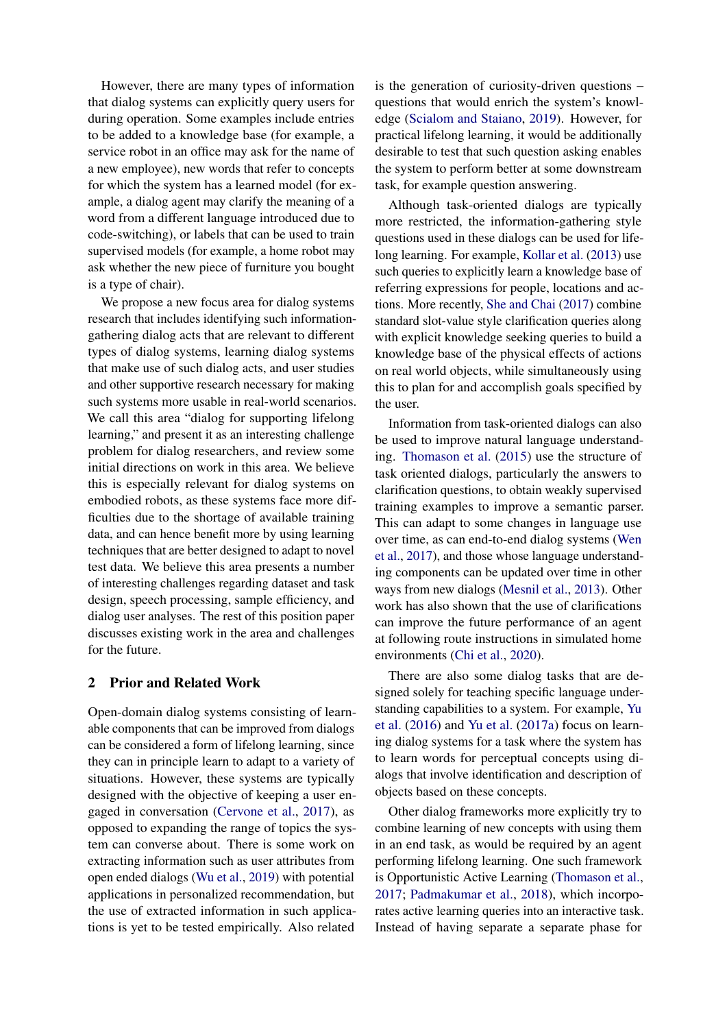However, there are many types of information that dialog systems can explicitly query users for during operation. Some examples include entries to be added to a knowledge base (for example, a service robot in an office may ask for the name of a new employee), new words that refer to concepts for which the system has a learned model (for example, a dialog agent may clarify the meaning of a word from a different language introduced due to code-switching), or labels that can be used to train supervised models (for example, a home robot may ask whether the new piece of furniture you bought is a type of chair).

We propose a new focus area for dialog systems research that includes identifying such information-gathering dialog acts that are relevant to different types of dialog systems, learning dialog systems that make use of such dialog acts, and user studies and other supportive research necessary for making such systems more usable in real-world scenarios. We call this area "dialog for supporting lifelong learning," and present it as an interesting challenge problem for dialog researchers, and review some initial directions on work in this area. We believe this is especially relevant for dialog systems on embodied robots, as these systems face more difficulties due to the shortage of available training data, and can hence benefit more by using learning techniques that are better designed to adapt to novel test data. We believe this area presents a number of interesting challenges regarding dataset and task design, speech processing, sample efficiency, and dialog user analyses. The rest of this position paper discusses existing work in the area and challenges for the future.

## 2 Prior and Related Work

Open-domain dialog systems consisting of learnable components that can be improved from dialogs can be considered a form of lifelong learning, since they can in principle learn to adapt to a variety of situations. However, these systems are typically designed with the objective of keeping a user engaged in conversation (Cervone et al., 2017), as opposed to expanding the range of topics the system can converse about. There is some work on extracting information such as user attributes from open ended dialogs (Wu et al., 2019) with potential applications in personalized recommendation, but the use of extracted information in such applications is yet to be tested empirically. Also related is the generation of curiosity-driven questions – questions that would enrich the system's knowledge (Scialom and Staiano, 2019). However, for practical lifelong learning, it would be additionally desirable to test that such question asking enables the system to perform better at some downstream task, for example question answering.

Although task-oriented dialogs are typically more restricted, the information-gathering style questions used in these dialogs can be used for lifelong learning. For example, Kollar et al. (2013) use such queries to explicitly learn a knowledge base of referring expressions for people, locations and actions. More recently, She and Chai (2017) combine standard slot-value style clarification queries along with explicit knowledge seeking queries to build a knowledge base of the physical effects of actions on real world objects, while simultaneously using this to plan for and accomplish goals specified by the user.

Information from task-oriented dialogs can also be used to improve natural language understanding. Thomason et al. (2015) use the structure of task oriented dialogs, particularly the answers to clarification questions, to obtain weakly supervised training examples to improve a semantic parser. This can adapt to some changes in language use over time, as can end-to-end dialog systems (Wen et al., 2017), and those whose language understanding components can be updated over time in other ways from new dialogs (Mesnil et al., 2013). Other work has also shown that the use of clarifications can improve the future performance of an agent at following route instructions in simulated home environments (Chi et al., 2020).

There are also some dialog tasks that are designed solely for teaching specific language understanding capabilities to a system. For example, Yu et al. (2016) and Yu et al. (2017a) focus on learning dialog systems for a task where the system has to learn words for perceptual concepts using dialogs that involve identification and description of objects based on these concepts.

Other dialog frameworks more explicitly try to combine learning of new concepts with using them in an end task, as would be required by an agent performing lifelong learning. One such framework is Opportunistic Active Learning (Thomason et al., 2017; Padmakumar et al., 2018), which incorporates active learning queries into an interactive task. Instead of having separate a separate phase for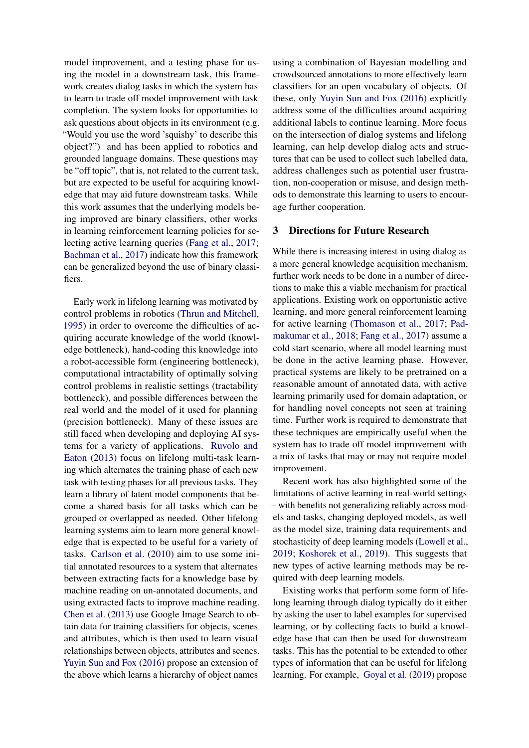model improvement, and a testing phase for using the model in a downstream task, this framework creates dialog tasks in which the system has to learn to trade off model improvement with task completion. The system looks for opportunities to ask questions about objects in its environment (e.g. "Would you use the word 'squishy' to describe this object?") and has been applied to robotics and grounded language domains. These questions may be "off topic", that is, not related to the current task, but are expected to be useful for acquiring knowledge that may aid future downstream tasks. While this work assumes that the underlying models being improved are binary classifiers, other works in learning reinforcement learning policies for selecting active learning queries (Fang et al., 2017; Bachman et al., 2017) indicate how this framework can be generalized beyond the use of binary classifiers.

Early work in lifelong learning was motivated by control problems in robotics (Thrun and Mitchell, 1995) in order to overcome the difficulties of acquiring accurate knowledge of the world (knowledge bottleneck), hand-coding this knowledge into a robot-accessible form (engineering bottleneck), computational intractability of optimally solving control problems in realistic settings (tractability bottleneck), and possible differences between the real world and the model of it used for planning (precision bottleneck). Many of these issues are still faced when developing and deploying AI systems for a variety of applications. Ruvolo and Eaton (2013) focus on lifelong multi-task learning which alternates the training phase of each new task with testing phases for all previous tasks. They learn a library of latent model components that become a shared basis for all tasks which can be grouped or overlapped as needed. Other lifelong learning systems aim to learn more general knowledge that is expected to be useful for a variety of tasks. Carlson et al. (2010) aim to use some initial annotated resources to a system that alternates between extracting facts for a knowledge base by machine reading on un-annotated documents, and using extracted facts to improve machine reading. Chen et al. (2013) use Google Image Search to obtain data for training classifiers for objects, scenes and attributes, which is then used to learn visual relationships between objects, attributes and scenes. Yuyin Sun and Fox (2016) propose an extension of the above which learns a hierarchy of object names using a combination of Bayesian modelling and crowdsourced annotations to more effectively learn classifiers for an open vocabulary of objects. Of these, only Yuyin Sun and Fox (2016) explicitly address some of the difficulties around acquiring additional labels to continue learning. More focus on the intersection of dialog systems and lifelong learning, can help develop dialog acts and structures that can be used to collect such labelled data, address challenges such as potential user frustration, non-cooperation or misuse, and design methods to demonstrate this learning to users to encourage further cooperation.

## 3 Directions for Future Research

While there is increasing interest in using dialog as a more general knowledge acquisition mechanism, further work needs to be done in a number of directions to make this a viable mechanism for practical applications. Existing work on opportunistic active learning, and more general reinforcement learning for active learning (Thomason et al., 2017; Padmakumar et al., 2018; Fang et al., 2017) assume a cold start scenario, where all model learning must be done in the active learning phase. However, practical systems are likely to be pretrained on a reasonable amount of annotated data, with active learning primarily used for domain adaptation, or for handling novel concepts not seen at training time. Further work is required to demonstrate that these techniques are empirically useful when the system has to trade off model improvement with a mix of tasks that may or may not require model improvement.

Recent work has also highlighted some of the limitations of active learning in real-world settings – with benefits not generalizing reliably across models and tasks, changing deployed models, as well as the model size, training data requirements and stochasticity of deep learning models (Lowell et al., 2019; Koshorek et al., 2019). This suggests that new types of active learning methods may be required with deep learning models.

Existing works that perform some form of lifelong learning through dialog typically do it either by asking the user to label examples for supervised learning, or by collecting facts to build a knowledge base that can then be used for downstream tasks. This has the potential to be extended to other types of information that can be useful for lifelong learning. For example, Goyal et al. (2019) propose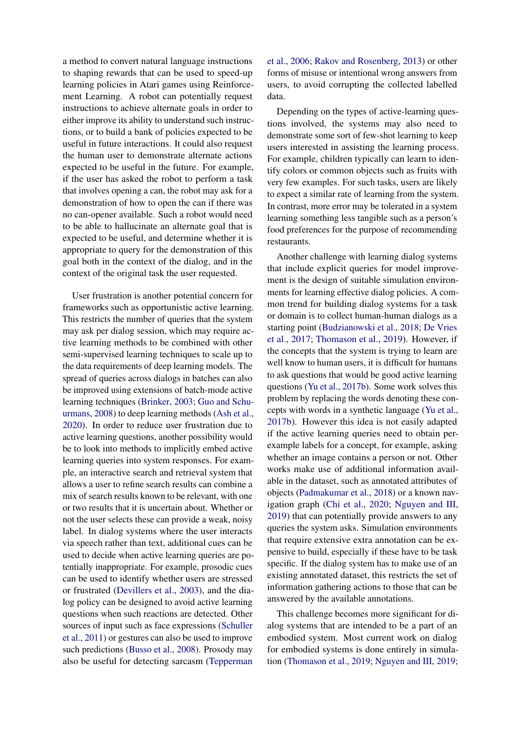a method to convert natural language instructions to shaping rewards that can be used to speed-up learning policies in Atari games using Reinforcement Learning. A robot can potentially request instructions to achieve alternate goals in order to either improve its ability to understand such instructions, or to build a bank of policies expected to be useful in future interactions. It could also request the human user to demonstrate alternate actions expected to be useful in the future. For example, if the user has asked the robot to perform a task that involves opening a can, the robot may ask for a demonstration of how to open the can if there was no can-opener available. Such a robot would need to be able to hallucinate an alternate goal that is expected to be useful, and determine whether it is appropriate to query for the demonstration of this goal both in the context of the dialog, and in the context of the original task the user requested.

User frustration is another potential concern for frameworks such as opportunistic active learning. This restricts the number of queries that the system may ask per dialog session, which may require active learning methods to be combined with other semi-supervised learning techniques to scale up to the data requirements of deep learning models. The spread of queries across dialogs in batches can also be improved using extensions of batch-mode active learning techniques (Brinker, 2003; Guo and Schuurmans, 2008) to deep learning methods (Ash et al., 2020). In order to reduce user frustration due to active learning questions, another possibility would be to look into methods to implicitly embed active learning queries into system responses. For example, an interactive search and retrieval system that allows a user to refine search results can combine a mix of search results known to be relevant, with one or two results that it is uncertain about. Whether or not the user selects these can provide a weak, noisy label. In dialog systems where the user interacts via speech rather than text, additional cues can be used to decide when active learning queries are potentially inappropriate. For example, prosodic cues can be used to identify whether users are stressed or frustrated (Devillers et al., 2003), and the dialog policy can be designed to avoid active learning questions when such reactions are detected. Other sources of input such as face expressions (Schuller et al., 2011) or gestures can also be used to improve such predictions (Busso et al., 2008). Prosody may also be useful for detecting sarcasm (Tepperman et al., 2006; Rakov and Rosenberg, 2013) or other forms of misuse or intentional wrong answers from users, to avoid corrupting the collected labelled data.

Depending on the types of active-learning questions involved, the systems may also need to demonstrate some sort of few-shot learning to keep users interested in assisting the learning process. For example, children typically can learn to identify colors or common objects such as fruits with very few examples. For such tasks, users are likely to expect a similar rate of learning from the system. In contrast, more error may be tolerated in a system learning something less tangible such as a person's food preferences for the purpose of recommending restaurants.

Another challenge with learning dialog systems that include explicit queries for model improvement is the design of suitable simulation environments for learning effective dialog policies. A common trend for building dialog systems for a task or domain is to collect human-human dialogs as a starting point (Budzianowski et al., 2018; De Vries et al., 2017; Thomason et al., 2019). However, if the concepts that the system is trying to learn are well know to human users, it is difficult for humans to ask questions that would be good active learning questions (Yu et al., 2017b). Some work solves this problem by replacing the words denoting these concepts with words in a synthetic language (Yu et al., 2017b). However this idea is not easily adapted if the active learning queries need to obtain per-example labels for a concept, for example, asking whether an image contains a person or not. Other works make use of additional information available in the dataset, such as annotated attributes of objects (Padmakumar et al., 2018) or a known navigation graph (Chi et al., 2020; Nguyen and III, 2019) that can potentially provide answers to any queries the system asks. Simulation environments that require extensive extra annotation can be expensive to build, especially if these have to be task specific. If the dialog system has to make use of an existing annotated dataset, this restricts the set of information gathering actions to those that can be answered by the available annotations.

This challenge becomes more significant for dialog systems that are intended to be a part of an embodied system. Most current work on dialog for embodied systems is done entirely in simulation (Thomason et al., 2019; Nguyen and III, 2019;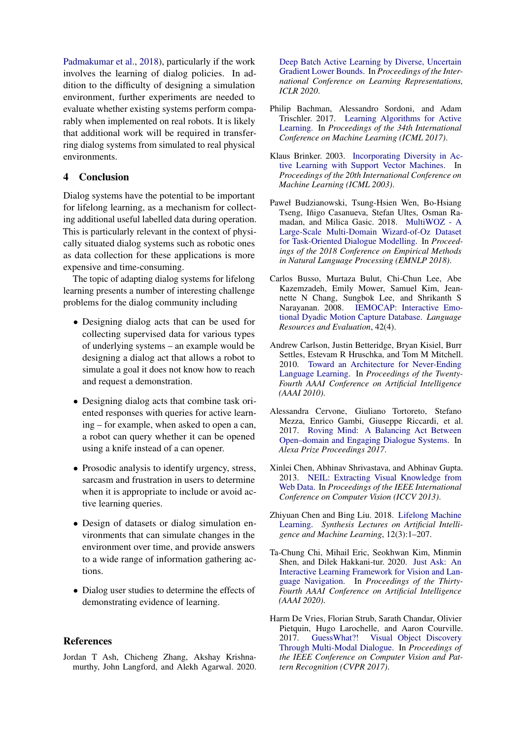Padmakumar et al., 2018), particularly if the work involves the learning of dialog policies. In addition to the difficulty of designing a simulation environment, further experiments are needed to evaluate whether existing systems perform comparably when implemented on real robots. It is likely that additional work will be required in transferring dialog systems from simulated to real physical environments.

## 4 Conclusion

Dialog systems have the potential to be important for lifelong learning, as a mechanism for collecting additional useful labelled data during operation. This is particularly relevant in the context of physically situated dialog systems such as robotic ones as data collection for these applications is more expensive and time-consuming.

The topic of adapting dialog systems for lifelong learning presents a number of interesting challenge problems for the dialog community including

- Designing dialog acts that can be used for collecting supervised data for various types of underlying systems – an example would be designing a dialog act that allows a robot to simulate a goal it does not know how to reach and request a demonstration.
- Designing dialog acts that combine task oriented responses with queries for active learning – for example, when asked to open a can, a robot can query whether it can be opened using a knife instead of a can opener.
- Prosodic analysis to identify urgency, stress, sarcasm and frustration in users to determine when it is appropriate to include or avoid active learning queries.
- Design of datasets or dialog simulation environments that can simulate changes in the environment over time, and provide answers to a wide range of information gathering actions.
- Dialog user studies to determine the effects of demonstrating evidence of learning.

## References

Jordan T Ash, Chicheng Zhang, Akshay Krishnamurthy, John Langford, and Alekh Agarwal. 2020. Deep Batch Active Learning by Diverse, Uncertain Gradient Lower Bounds. In *Proceedings of the International Conference on Learning Representations, ICLR 2020*.

Philip Bachman, Alessandro Sordoni, and Adam Trischler. 2017. Learning Algorithms for Active Learning. In *Proceedings of the 34th International Conference on Machine Learning (ICML 2017)*.

Klaus Brinker. 2003. Incorporating Diversity in Active Learning with Support Vector Machines. In *Proceedings of the 20th International Conference on Machine Learning (ICML 2003)*.

Paweł Budzianowski, Tsung-Hsien Wen, Bo-Hsiang Tseng, Iñigo Casanueva, Stefan Ultes, Osman Ramadan, and Milica Gasic. 2018. MultiWOZ - A Large-Scale Multi-Domain Wizard-of-Oz Dataset for Task-Oriented Dialogue Modelling. In *Proceedings of the 2018 Conference on Empirical Methods in Natural Language Processing (EMNLP 2018)*.

Carlos Busso, Murtaza Bulut, Chi-Chun Lee, Abe Kazemzadeh, Emily Mower, Samuel Kim, Jeannette N Chang, Sungbok Lee, and Shrikanth S Narayanan. 2008. IEMOCAP: Interactive Emotional Dyadic Motion Capture Database. *Language Resources and Evaluation*, 42(4).

Andrew Carlson, Justin Betteridge, Bryan Kisiel, Burr Settles, Estevam R Hruschka, and Tom M Mitchell. 2010. Toward an Architecture for Never-Ending Language Learning. In *Proceedings of the Twenty-Fourth AAAI Conference on Artificial Intelligence (AAAI 2010)*.

Alessandra Cervone, Giuliano Tortoreto, Stefano Mezza, Enrico Gambi, Giuseppe Riccardi, et al. 2017. Roving Mind: A Balancing Act Between Open–domain and Engaging Dialogue Systems. In *Alexa Prize Proceedings 2017*.

Xinlei Chen, Abhinav Shrivastava, and Abhinav Gupta. 2013. NEIL: Extracting Visual Knowledge from Web Data. In *Proceedings of the IEEE International Conference on Computer Vision (ICCV 2013)*.

Zhiyuan Chen and Bing Liu. 2018. Lifelong Machine Learning. *Synthesis Lectures on Artificial Intelligence and Machine Learning*, 12(3):1–207.

Ta-Chung Chi, Mihail Eric, Seokhwan Kim, Minmin Shen, and Dilek Hakkani-tur. 2020. Just Ask: An Interactive Learning Framework for Vision and Language Navigation. In *Proceedings of the Thirty-Fourth AAAI Conference on Artificial Intelligence (AAAI 2020)*.

Harm De Vries, Florian Strub, Sarath Chandar, Olivier Pietquin, Hugo Larochelle, and Aaron Courville. 2017. GuessWhat?! Visual Object Discovery Through Multi-Modal Dialogue. In *Proceedings of the IEEE Conference on Computer Vision and Pattern Recognition (CVPR 2017)*.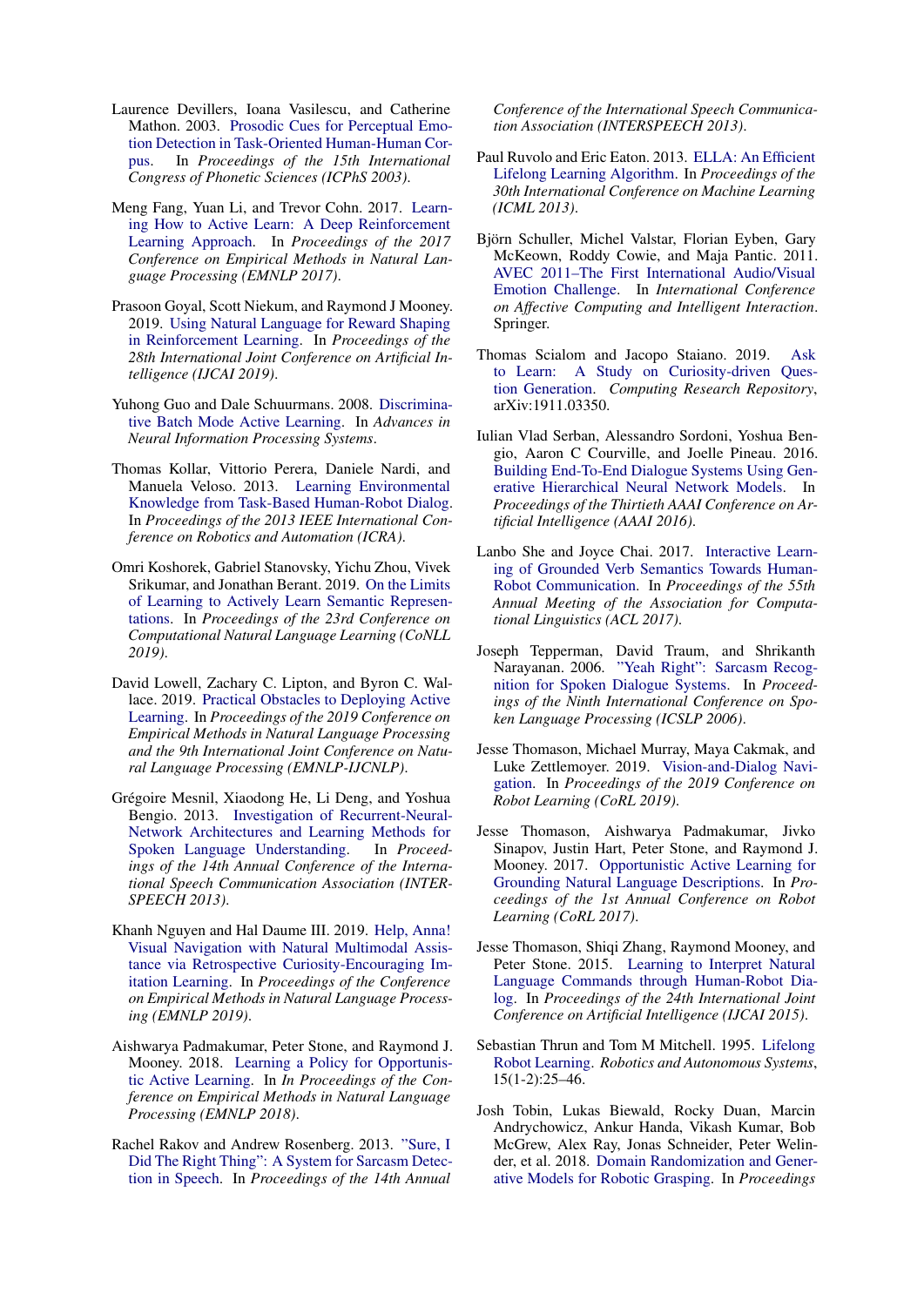Laurence Devillers, Ioana Vasilescu, and Catherine Mathon. 2003. Prosodic Cues for Perceptual Emotion Detection in Task-Oriented Human-Human Corpus. In *Proceedings of the 15th International Congress of Phonetic Sciences (ICPhS 2003)*.

Meng Fang, Yuan Li, and Trevor Cohn. 2017. Learning How to Active Learn: A Deep Reinforcement Learning Approach. In *Proceedings of the 2017 Conference on Empirical Methods in Natural Language Processing (EMNLP 2017)*.

Prasoon Goyal, Scott Niekum, and Raymond J Mooney. 2019. Using Natural Language for Reward Shaping in Reinforcement Learning. In *Proceedings of the 28th International Joint Conference on Artificial Intelligence (IJCAI 2019)*.

Yuhong Guo and Dale Schuurmans. 2008. Discriminative Batch Mode Active Learning. In *Advances in Neural Information Processing Systems*.

Thomas Kollar, Vittorio Perera, Daniele Nardi, and Manuela Veloso. 2013. Learning Environmental Knowledge from Task-Based Human-Robot Dialog. In *Proceedings of the 2013 IEEE International Conference on Robotics and Automation (ICRA)*.

Omri Koshorek, Gabriel Stanovsky, Yichu Zhou, Vivek Srikumar, and Jonathan Berant. 2019. On the Limits of Learning to Actively Learn Semantic Representations. In *Proceedings of the 23rd Conference on Computational Natural Language Learning (CoNLL 2019)*.

David Lowell, Zachary C. Lipton, and Byron C. Wallace. 2019. Practical Obstacles to Deploying Active Learning. In *Proceedings of the 2019 Conference on Empirical Methods in Natural Language Processing and the 9th International Joint Conference on Natural Language Processing (EMNLP-IJCNLP)*.

Grégoire Mesnil, Xiaodong He, Li Deng, and Yoshua Bengio. 2013. Investigation of Recurrent-Neural-Network Architectures and Learning Methods for Spoken Language Understanding. In *Proceedings of the 14th Annual Conference of the International Speech Communication Association (INTERSPEECH 2013)*.

Khanh Nguyen and Hal Daume III. 2019. Help, Anna! Visual Navigation with Natural Multimodal Assistance via Retrospective Curiosity-Encouraging Imitation Learning. In *Proceedings of the Conference on Empirical Methods in Natural Language Processing (EMNLP 2019)*.

Aishwarya Padmakumar, Peter Stone, and Raymond J. Mooney. 2018. Learning a Policy for Opportunistic Active Learning. In *In Proceedings of the Conference on Empirical Methods in Natural Language Processing (EMNLP 2018)*.

Rachel Rakov and Andrew Rosenberg. 2013. "Sure, I Did The Right Thing": A System for Sarcasm Detection in Speech. In *Proceedings of the 14th Annual Conference of the International Speech Communication Association (INTERSPEECH 2013)*.

Paul Ruvolo and Eric Eaton. 2013. ELLA: An Efficient Lifelong Learning Algorithm. In *Proceedings of the 30th International Conference on Machine Learning (ICML 2013)*.

Björn Schuller, Michel Valstar, Florian Eyben, Gary McKeown, Roddy Cowie, and Maja Pantic. 2011. AVEC 2011–The First International Audio/Visual Emotion Challenge. In *International Conference on Affective Computing and Intelligent Interaction*. Springer.

Thomas Scialom and Jacopo Staiano. 2019. Ask to Learn: A Study on Curiosity-driven Question Generation. *Computing Research Repository*, arXiv:1911.03350.

Iulian Vlad Serban, Alessandro Sordoni, Yoshua Bengio, Aaron C Courville, and Joelle Pineau. 2016. Building End-To-End Dialogue Systems Using Generative Hierarchical Neural Network Models. In *Proceedings of the Thirtieth AAAI Conference on Artificial Intelligence (AAAI 2016)*.

Lanbo She and Joyce Chai. 2017. Interactive Learning of Grounded Verb Semantics Towards Human-Robot Communication. In *Proceedings of the 55th Annual Meeting of the Association for Computational Linguistics (ACL 2017)*.

Joseph Tepperman, David Traum, and Shrikanth Narayanan. 2006. "Yeah Right": Sarcasm Recognition for Spoken Dialogue Systems. In *Proceedings of the Ninth International Conference on Spoken Language Processing (ICSLP 2006)*.

Jesse Thomason, Michael Murray, Maya Cakmak, and Luke Zettlemoyer. 2019. Vision-and-Dialog Navigation. In *Proceedings of the 2019 Conference on Robot Learning (CoRL 2019)*.

Jesse Thomason, Aishwarya Padmakumar, Jivko Sinapov, Justin Hart, Peter Stone, and Raymond J. Mooney. 2017. Opportunistic Active Learning for Grounding Natural Language Descriptions. In *Proceedings of the 1st Annual Conference on Robot Learning (CoRL 2017)*.

Jesse Thomason, Shiqi Zhang, Raymond Mooney, and Peter Stone. 2015. Learning to Interpret Natural Language Commands through Human-Robot Dialog. In *Proceedings of the 24th International Joint Conference on Artificial Intelligence (IJCAI 2015)*.

Sebastian Thrun and Tom M Mitchell. 1995. Lifelong Robot Learning. *Robotics and Autonomous Systems*, 15(1-2):25–46.

Josh Tobin, Lukas Biewald, Rocky Duan, Marcin Andrychowicz, Ankur Handa, Vikash Kumar, Bob McGrew, Alex Ray, Jonas Schneider, Peter Welinder, et al. 2018. Domain Randomization and Generative Models for Robotic Grasping. In *Proceedings*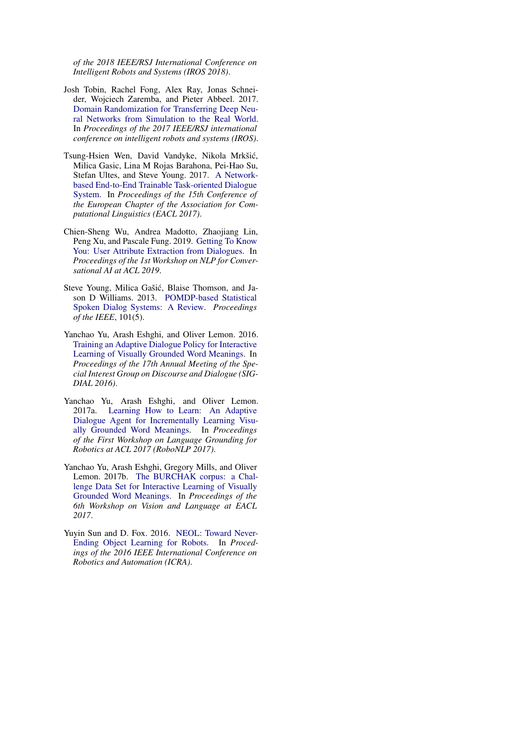*of the 2018 IEEE/RSJ International Conference on Intelligent Robots and Systems (IROS 2018)*.

Josh Tobin, Rachel Fong, Alex Ray, Jonas Schneider, Wojciech Zaremba, and Pieter Abbeel. 2017. Domain Randomization for Transferring Deep Neural Networks from Simulation to the Real World. In *Proceedings of the 2017 IEEE/RSJ international conference on intelligent robots and systems (IROS)*.

Tsung-Hsien Wen, David Vandyke, Nikola Mrkšić, Milica Gasic, Lina M Rojas Barahona, Pei-Hao Su, Stefan Ultes, and Steve Young. 2017. A Network-based End-to-End Trainable Task-oriented Dialogue System. In *Proceedings of the 15th Conference of the European Chapter of the Association for Computational Linguistics (EACL 2017)*.

Chien-Sheng Wu, Andrea Madotto, Zhaojiang Lin, Peng Xu, and Pascale Fung. 2019. Getting To Know You: User Attribute Extraction from Dialogues. In *Proceedings of the 1st Workshop on NLP for Conversational AI at ACL 2019*.

Steve Young, Milica Gašić, Blaise Thomson, and Jason D Williams. 2013. POMDP-based Statistical Spoken Dialog Systems: A Review. *Proceedings of the IEEE*, 101(5).

Yanchao Yu, Arash Eshghi, and Oliver Lemon. 2016. Training an Adaptive Dialogue Policy for Interactive Learning of Visually Grounded Word Meanings. In *Proceedings of the 17th Annual Meeting of the Special Interest Group on Discourse and Dialogue (SIGDIAL 2016)*.

Yanchao Yu, Arash Eshghi, and Oliver Lemon. 2017a. Learning How to Learn: An Adaptive Dialogue Agent for Incrementally Learning Visually Grounded Word Meanings. In *Proceedings of the First Workshop on Language Grounding for Robotics at ACL 2017 (RoboNLP 2017)*.

Yanchao Yu, Arash Eshghi, Gregory Mills, and Oliver Lemon. 2017b. The BURCHAK corpus: a Challenge Data Set for Interactive Learning of Visually Grounded Word Meanings. In *Proceedings of the 6th Workshop on Vision and Language at EACL 2017*.

Yuyin Sun and D. Fox. 2016. NEOL: Toward Never-Ending Object Learning for Robots. In *Proceedings of the 2016 IEEE International Conference on Robotics and Automation (ICRA)*.